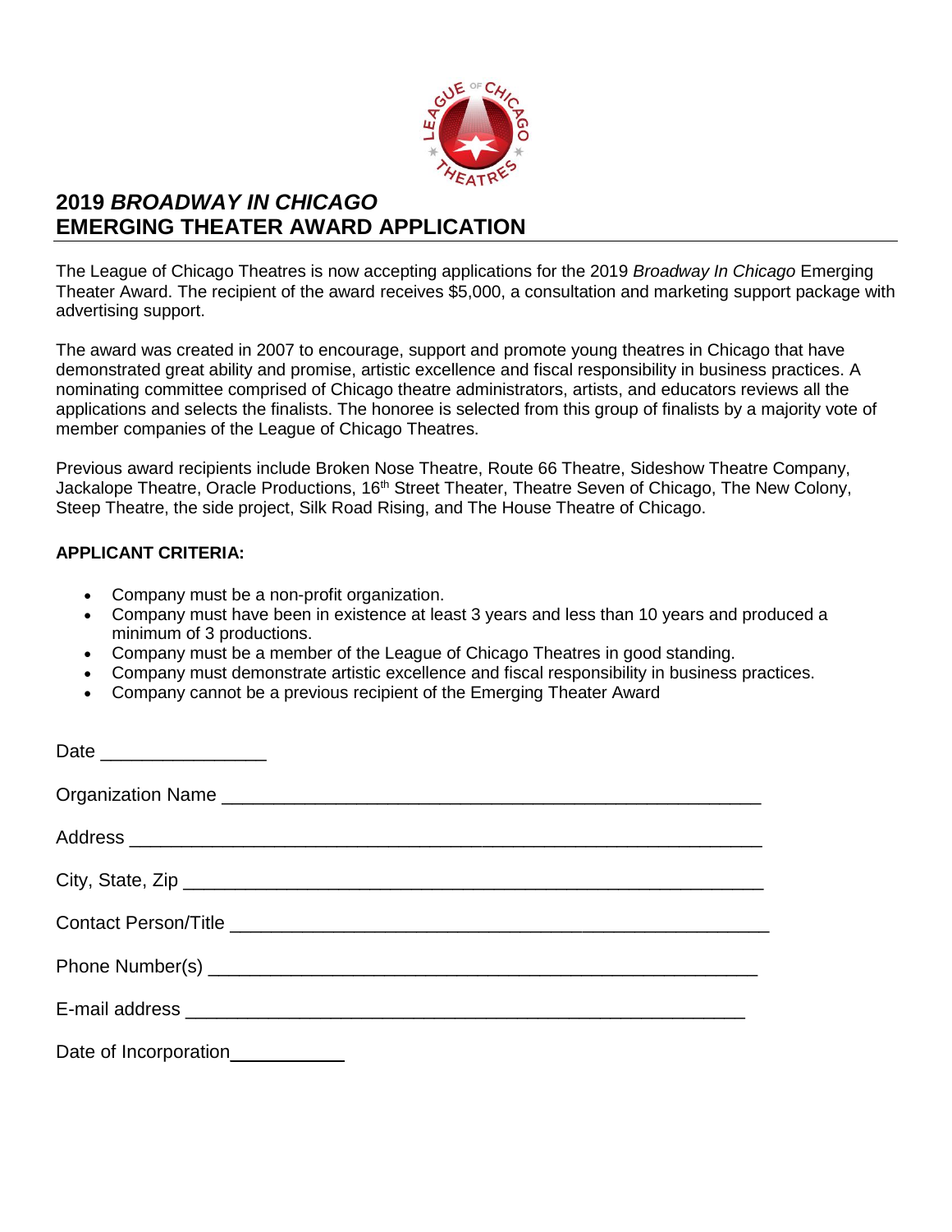# 2019 *BROADWAY IN CHICAGO* EMERGING THEATER AWARD APPLICATION

The League of Chicago Theatres is now accepting applications for the 2019 *Broadway In Chicago* Emerging Theater Award. The recipient of the award receives $5,000, a consultation and marketing support package with advertising support.

The award was created in 2007 to encourage, support and promote young theatres in Chicago that have demonstrated great ability and promise, artistic excellence and fiscal responsibility in business practices. A nominating committee comprised of Chicago theatre administrators, artists, and educators reviews all the applications and selects the finalists. The honoree is selected from this group of finalists by a majority vote of member companies of the League of Chicago Theatres.

Previous award recipients include Broken Nose Theatre, Route 66 Theatre, Sideshow Theatre Company, Jackalope Theatre, Oracle Productions, 16th Street Theater, Theatre Seven of Chicago, The New Colony, Steep Theatre, the side project, Silk Road Rising, and The House Theatre of Chicago.

**APPLICANT CRITERIA:**

- Company must be a non-profit organization.
- Company must have been in existence at least 3 years and less than 10 years and produced a minimum of 3 productions.
- Company must be a member of the League of Chicago Theatres in good standing.
- Company must demonstrate artistic excellence and fiscal responsibility in business practices.
- Company cannot be a previous recipient of the Emerging Theater Award

Date ________________

Organization Name ________________________________________________

Address ________________________________________________

City, State, Zip ________________________________________________

Contact Person/Title ________________________________________________

Phone Number(s) ________________________________________________

E-mail address ________________________________________________

Date of Incorporation___________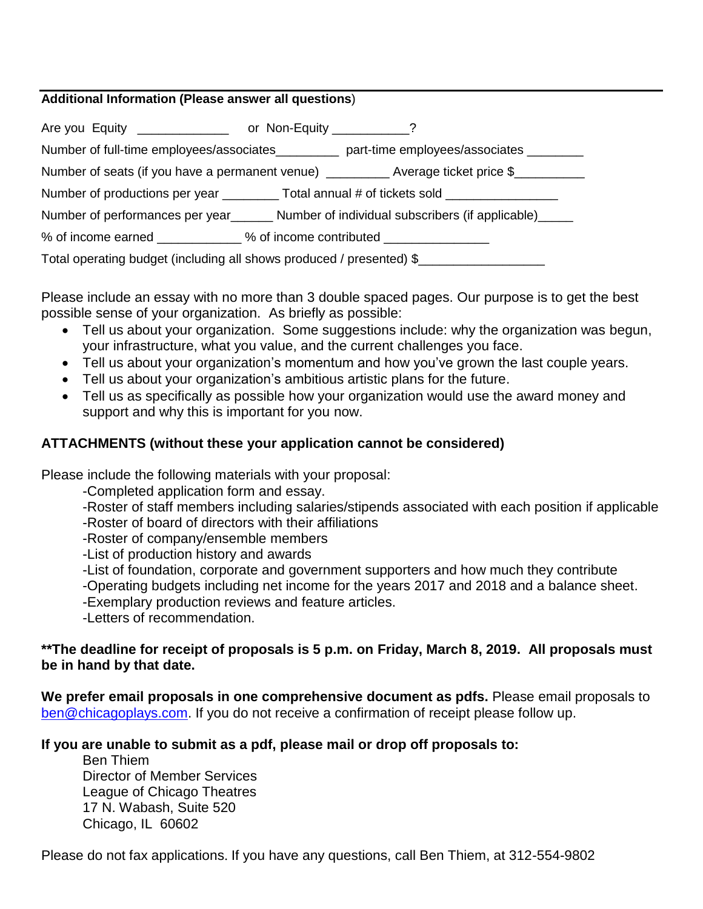**Additional Information (Please answer all questions)**

Are you Equity _____________ or Non-Equity ___________?

Number of full-time employees/associates_________ part-time employees/associates ________

Number of seats (if you have a permanent venue) _________ Average ticket price $__________

Number of productions per year ________ Total annual # of tickets sold ________________

Number of performances per year______ Number of individual subscribers (if applicable)_____

% of income earned ____________ % of income contributed _______________

Total operating budget (including all shows produced / presented) $__________________

Please include an essay with no more than 3 double spaced pages. Our purpose is to get the best possible sense of your organization. As briefly as possible:

- Tell us about your organization. Some suggestions include: why the organization was begun, your infrastructure, what you value, and the current challenges you face.
- Tell us about your organization's momentum and how you've grown the last couple years.
- Tell us about your organization's ambitious artistic plans for the future.
- Tell us as specifically as possible how your organization would use the award money and support and why this is important for you now.

**ATTACHMENTS (without these your application cannot be considered)**

Please include the following materials with your proposal:

-Completed application form and essay.
-Roster of staff members including salaries/stipends associated with each position if applicable
-Roster of board of directors with their affiliations
-Roster of company/ensemble members
-List of production history and awards
-List of foundation, corporate and government supporters and how much they contribute
-Operating budgets including net income for the years 2017 and 2018 and a balance sheet.
-Exemplary production reviews and feature articles.
-Letters of recommendation.

**\*\*The deadline for receipt of proposals is 5 p.m. on Friday, March 8, 2019. All proposals must be in hand by that date.**

**We prefer email proposals in one comprehensive document as pdfs.** Please email proposals to ben@chicagoplays.com. If you do not receive a confirmation of receipt please follow up.

**If you are unable to submit as a pdf, please mail or drop off proposals to:**

Ben Thiem
Director of Member Services
League of Chicago Theatres
17 N. Wabash, Suite 520
Chicago, IL 60602

Please do not fax applications. If you have any questions, call Ben Thiem, at 312-554-9802